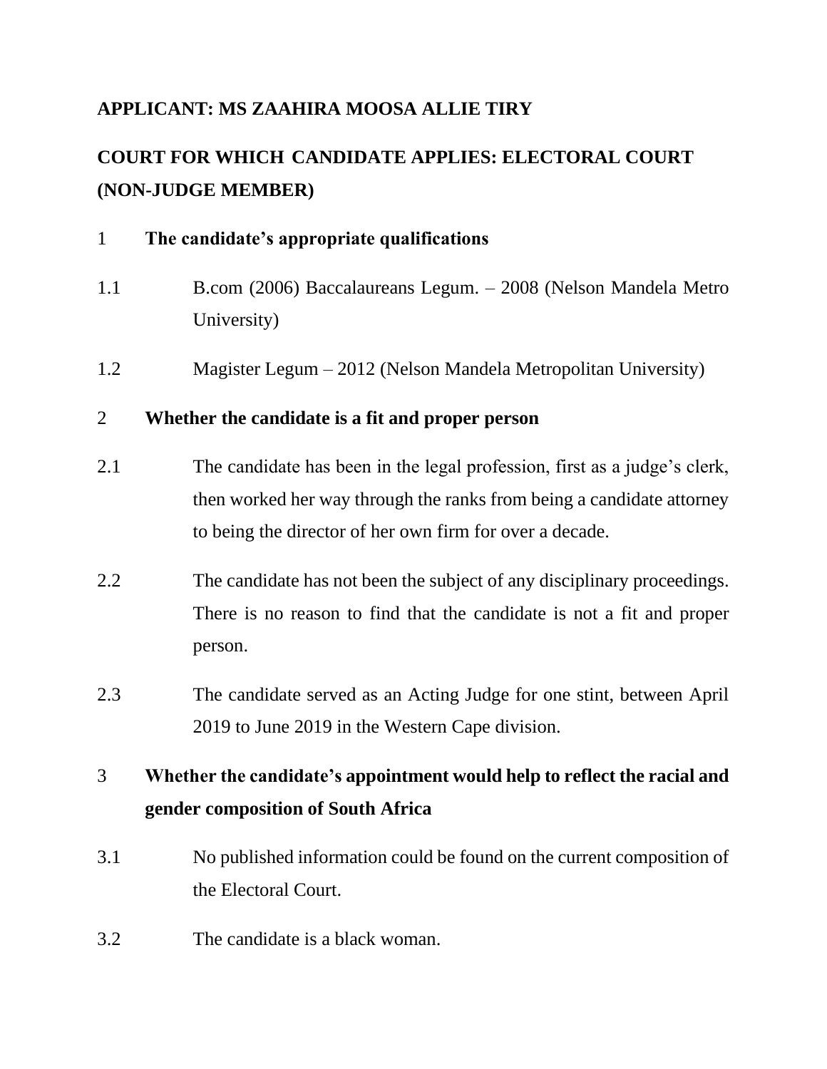**APPLICANT: MS ZAAHIRA MOOSA ALLIE TIRY**

**COURT FOR WHICH CANDIDATE APPLIES: ELECTORAL COURT (NON-JUDGE MEMBER)**

1 **The candidate's appropriate qualifications**

1.1 B.com (2006) Baccalaureans Legum. – 2008 (Nelson Mandela Metro University)

1.2 Magister Legum – 2012 (Nelson Mandela Metropolitan University)

2 **Whether the candidate is a fit and proper person**

2.1 The candidate has been in the legal profession, first as a judge's clerk, then worked her way through the ranks from being a candidate attorney to being the director of her own firm for over a decade.

2.2 The candidate has not been the subject of any disciplinary proceedings. There is no reason to find that the candidate is not a fit and proper person.

2.3 The candidate served as an Acting Judge for one stint, between April 2019 to June 2019 in the Western Cape division.

3 **Whether the candidate's appointment would help to reflect the racial and gender composition of South Africa**

3.1 No published information could be found on the current composition of the Electoral Court.

3.2 The candidate is a black woman.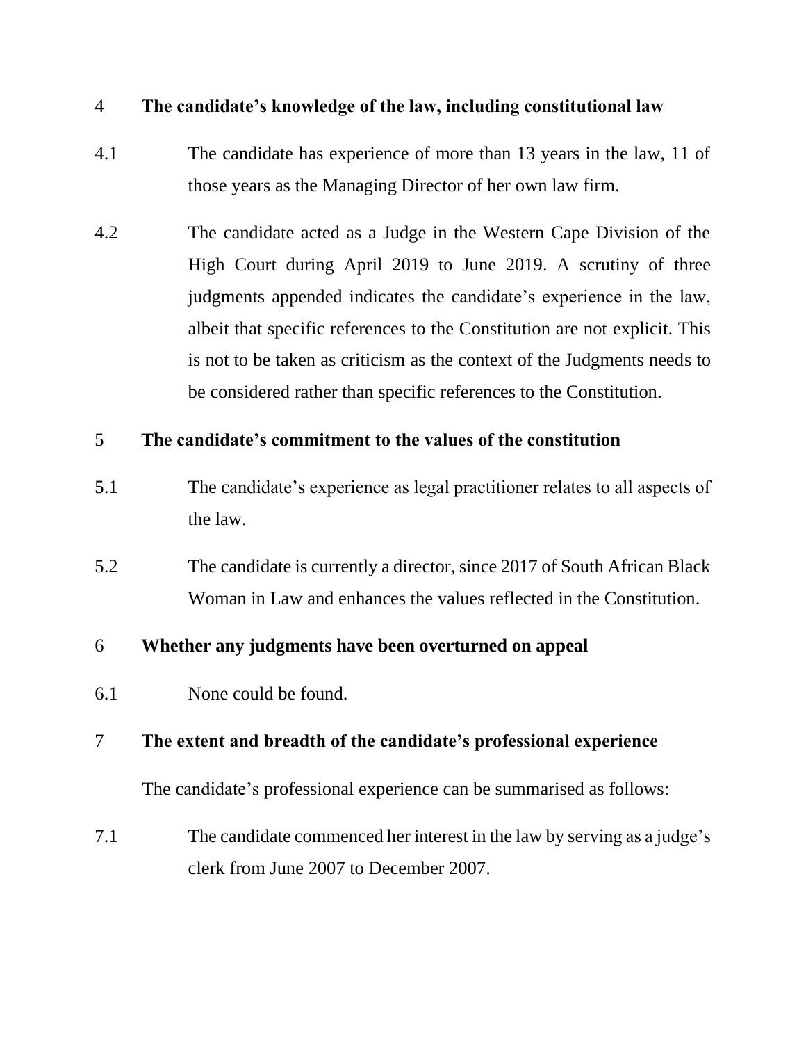## 4 The candidate's knowledge of the law, including constitutional law

4.1 The candidate has experience of more than 13 years in the law, 11 of those years as the Managing Director of her own law firm.

4.2 The candidate acted as a Judge in the Western Cape Division of the High Court during April 2019 to June 2019. A scrutiny of three judgments appended indicates the candidate's experience in the law, albeit that specific references to the Constitution are not explicit. This is not to be taken as criticism as the context of the Judgments needs to be considered rather than specific references to the Constitution.

## 5 The candidate's commitment to the values of the constitution

5.1 The candidate's experience as legal practitioner relates to all aspects of the law.

5.2 The candidate is currently a director, since 2017 of South African Black Woman in Law and enhances the values reflected in the Constitution.

## 6 Whether any judgments have been overturned on appeal

6.1 None could be found.

## 7 The extent and breadth of the candidate's professional experience

The candidate's professional experience can be summarised as follows:

7.1 The candidate commenced her interest in the law by serving as a judge's clerk from June 2007 to December 2007.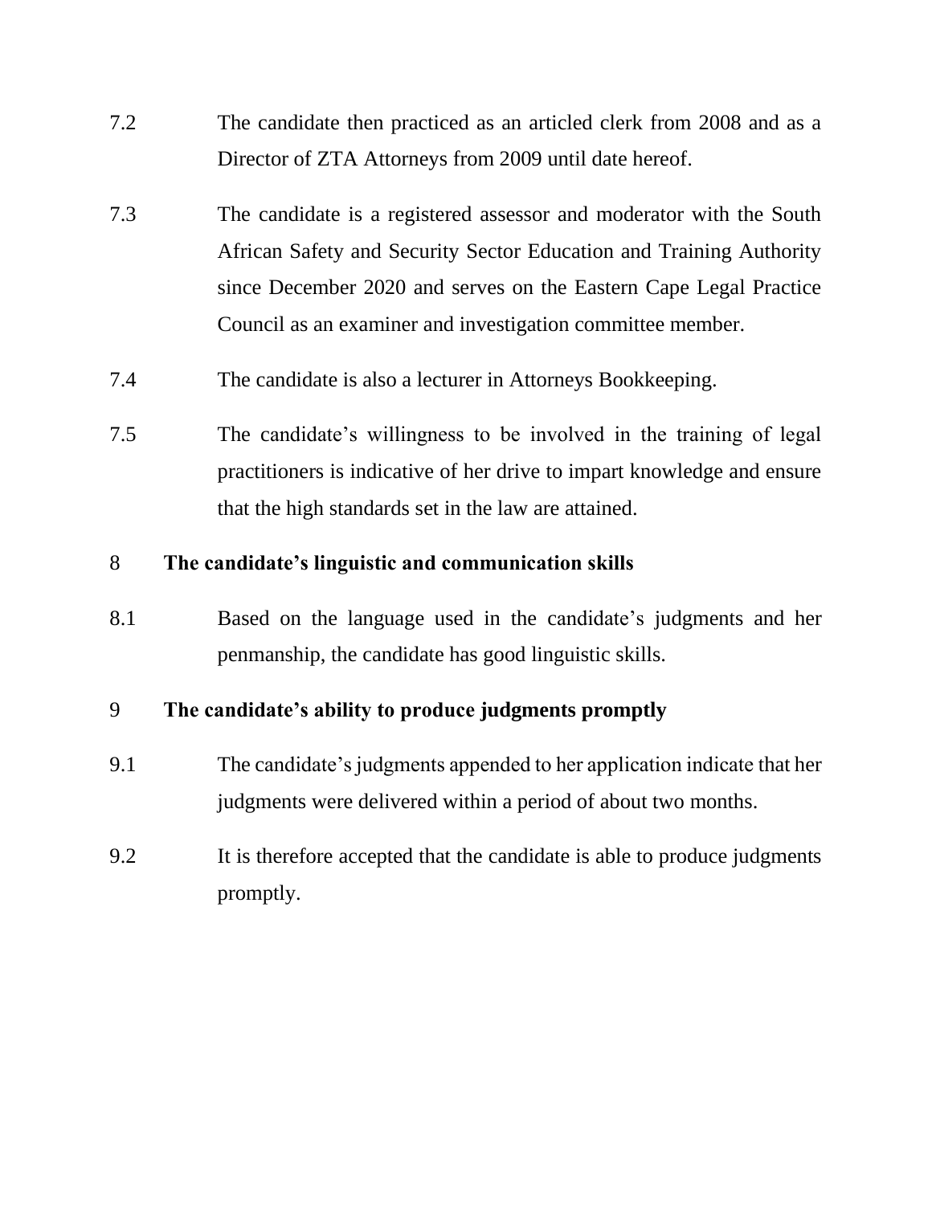7.2 The candidate then practiced as an articled clerk from 2008 and as a Director of ZTA Attorneys from 2009 until date hereof.

7.3 The candidate is a registered assessor and moderator with the South African Safety and Security Sector Education and Training Authority since December 2020 and serves on the Eastern Cape Legal Practice Council as an examiner and investigation committee member.

7.4 The candidate is also a lecturer in Attorneys Bookkeeping.

7.5 The candidate's willingness to be involved in the training of legal practitioners is indicative of her drive to impart knowledge and ensure that the high standards set in the law are attained.

**8 The candidate's linguistic and communication skills**

8.1 Based on the language used in the candidate's judgments and her penmanship, the candidate has good linguistic skills.

**9 The candidate's ability to produce judgments promptly**

9.1 The candidate's judgments appended to her application indicate that her judgments were delivered within a period of about two months.

9.2 It is therefore accepted that the candidate is able to produce judgments promptly.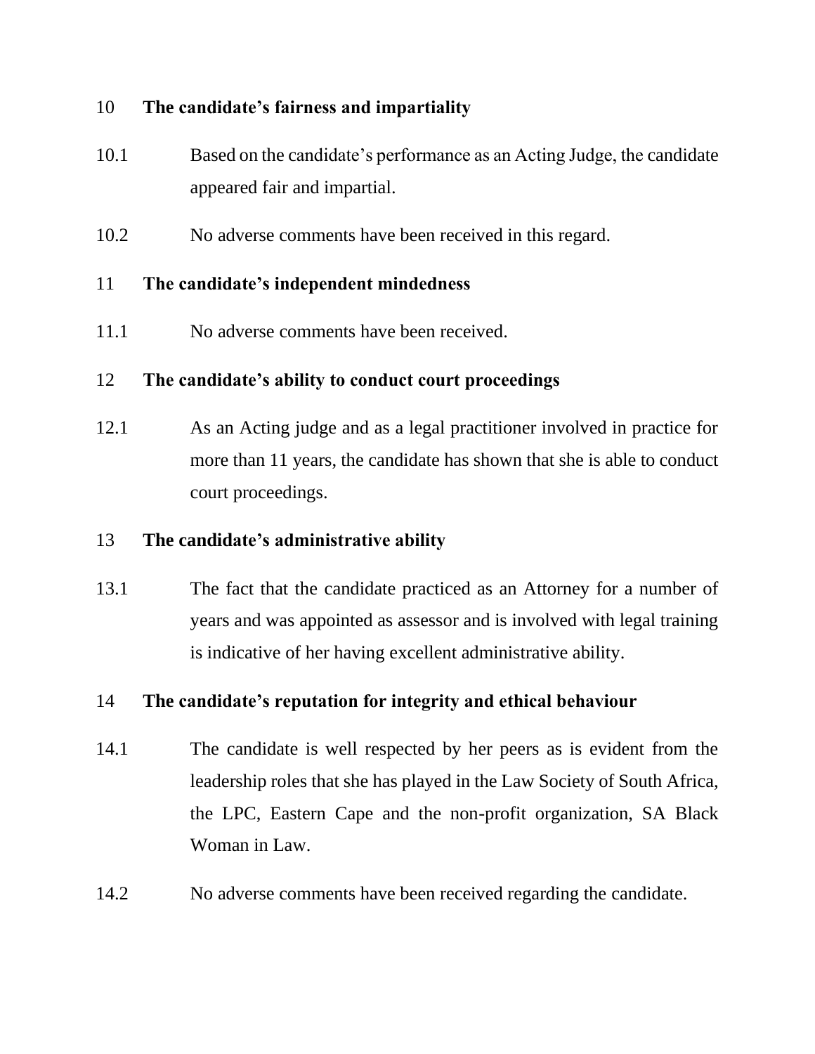## 10 The candidate's fairness and impartiality

10.1 Based on the candidate's performance as an Acting Judge, the candidate appeared fair and impartial.

10.2 No adverse comments have been received in this regard.

## 11 The candidate's independent mindedness

11.1 No adverse comments have been received.

## 12 The candidate's ability to conduct court proceedings

12.1 As an Acting judge and as a legal practitioner involved in practice for more than 11 years, the candidate has shown that she is able to conduct court proceedings.

## 13 The candidate's administrative ability

13.1 The fact that the candidate practiced as an Attorney for a number of years and was appointed as assessor and is involved with legal training is indicative of her having excellent administrative ability.

## 14 The candidate's reputation for integrity and ethical behaviour

14.1 The candidate is well respected by her peers as is evident from the leadership roles that she has played in the Law Society of South Africa, the LPC, Eastern Cape and the non-profit organization, SA Black Woman in Law.

14.2 No adverse comments have been received regarding the candidate.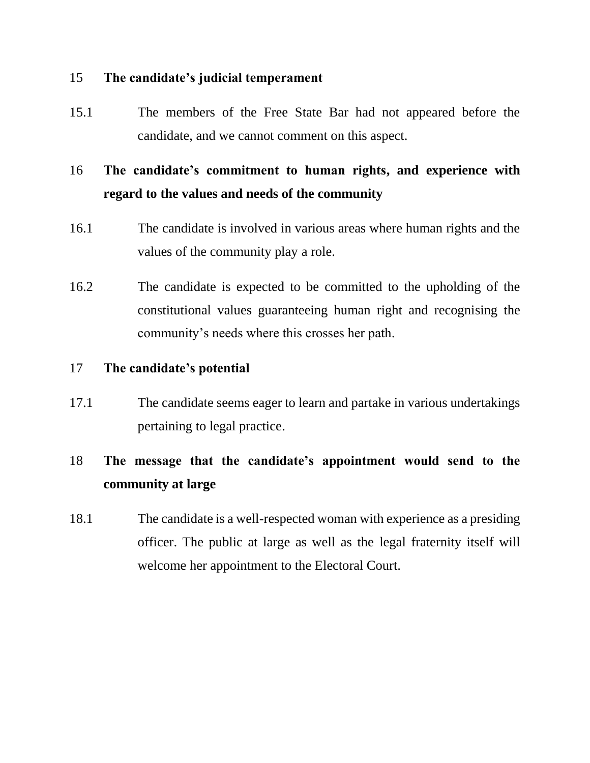## 15 The candidate's judicial temperament

15.1 The members of the Free State Bar had not appeared before the candidate, and we cannot comment on this aspect.

## 16 The candidate's commitment to human rights, and experience with regard to the values and needs of the community

16.1 The candidate is involved in various areas where human rights and the values of the community play a role.

16.2 The candidate is expected to be committed to the upholding of the constitutional values guaranteeing human right and recognising the community's needs where this crosses her path.

## 17 The candidate's potential

17.1 The candidate seems eager to learn and partake in various undertakings pertaining to legal practice.

## 18 The message that the candidate's appointment would send to the community at large

18.1 The candidate is a well-respected woman with experience as a presiding officer. The public at large as well as the legal fraternity itself will welcome her appointment to the Electoral Court.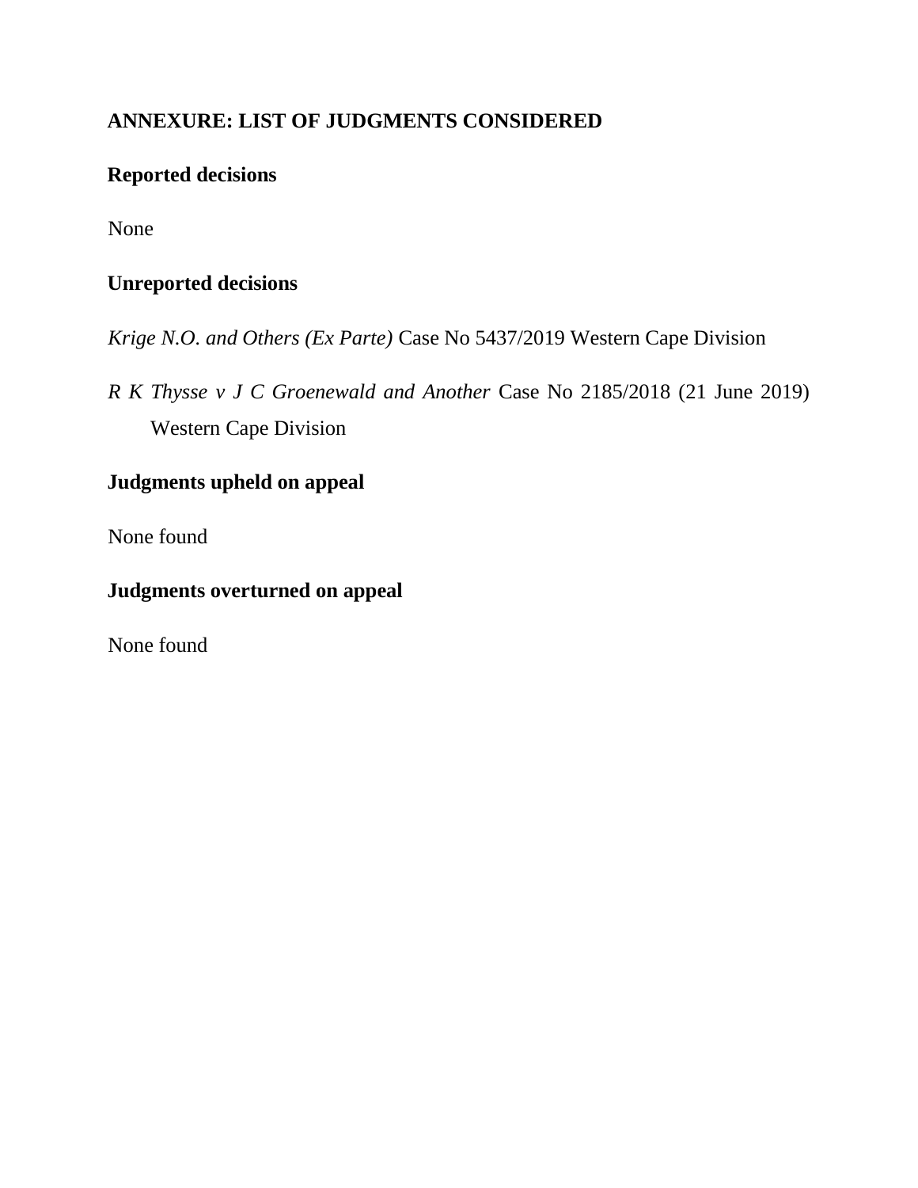## ANNEXURE: LIST OF JUDGMENTS CONSIDERED

### Reported decisions

None

### Unreported decisions

*Krige N.O. and Others (Ex Parte)* Case No 5437/2019 Western Cape Division

*R K Thysse v J C Groenewald and Another* Case No 2185/2018 (21 June 2019) Western Cape Division

### Judgments upheld on appeal

None found

### Judgments overturned on appeal

None found